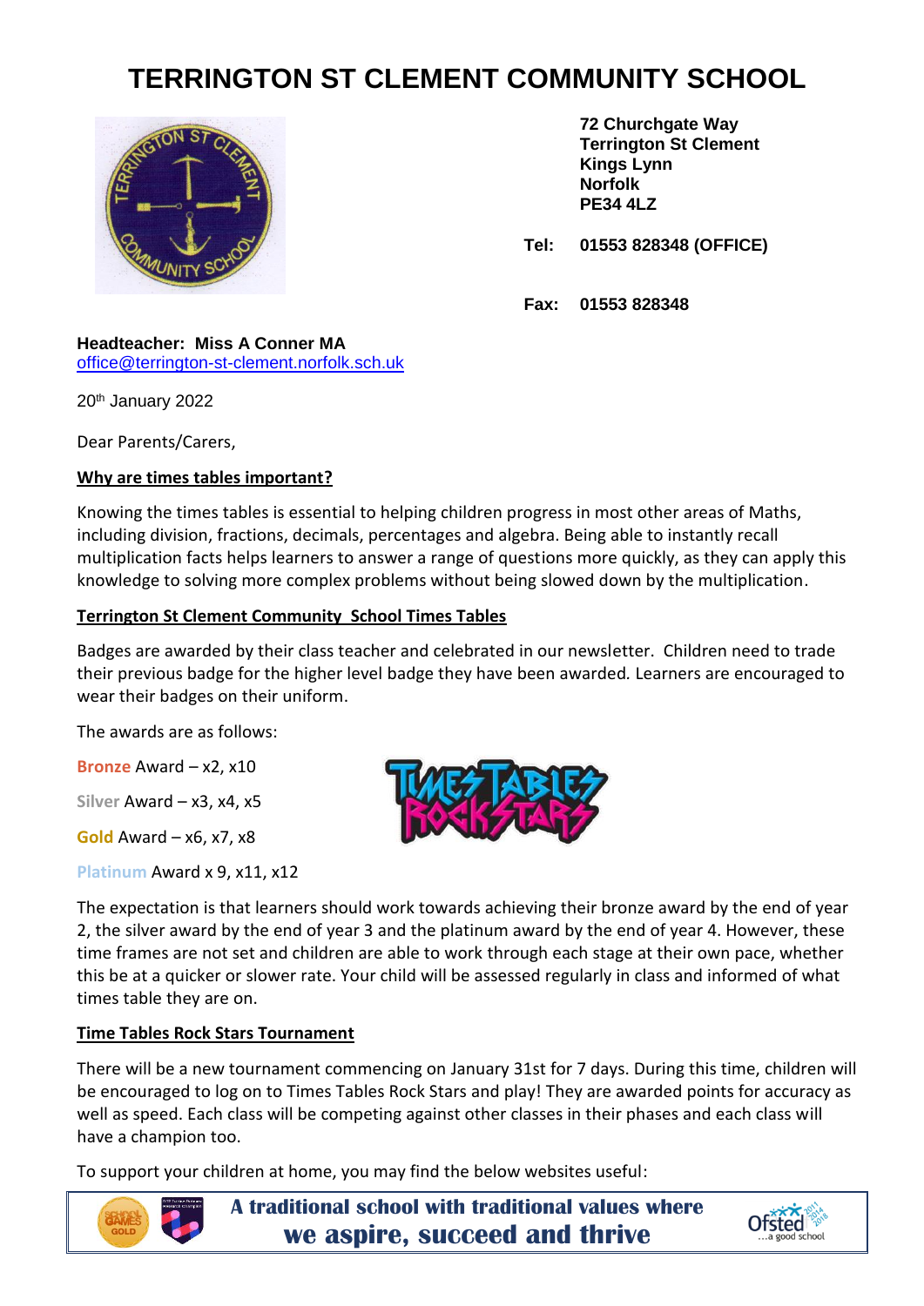# TERRINGTON ST CLEMENT COMMUNITY SCHOOL

**72 Churchgate Way**
**Terrington St Clement**
**Kings Lynn**
**Norfolk**
**PE34 4LZ**

**Tel: 01553 828348 (OFFICE)**

**Fax: 01553 828348**

**Headteacher: Miss A Conner MA**
office@terrington-st-clement.norfolk.sch.uk

20th January 2022

Dear Parents/Carers,

**Why are times tables important?**

Knowing the times tables is essential to helping children progress in most other areas of Maths, including division, fractions, decimals, percentages and algebra. Being able to instantly recall multiplication facts helps learners to answer a range of questions more quickly, as they can apply this knowledge to solving more complex problems without being slowed down by the multiplication.

**Terrington St Clement Community School Times Tables**

Badges are awarded by their class teacher and celebrated in our newsletter. Children need to trade their previous badge for the higher level badge they have been awarded. Learners are encouraged to wear their badges on their uniform.

The awards are as follows:

Bronze Award – x2, x10

Silver Award – x3, x4, x5

Gold Award – x6, x7, x8

Platinum Award x 9, x11, x12

The expectation is that learners should work towards achieving their bronze award by the end of year 2, the silver award by the end of year 3 and the platinum award by the end of year 4. However, these time frames are not set and children are able to work through each stage at their own pace, whether this be at a quicker or slower rate. Your child will be assessed regularly in class and informed of what times table they are on.

**Time Tables Rock Stars Tournament**

There will be a new tournament commencing on January 31st for 7 days. During this time, children will be encouraged to log on to Times Tables Rock Stars and play! They are awarded points for accuracy as well as speed. Each class will be competing against other classes in their phases and each class will have a champion too.

To support your children at home, you may find the below websites useful:

**A traditional school with traditional values where we aspire, succeed and thrive**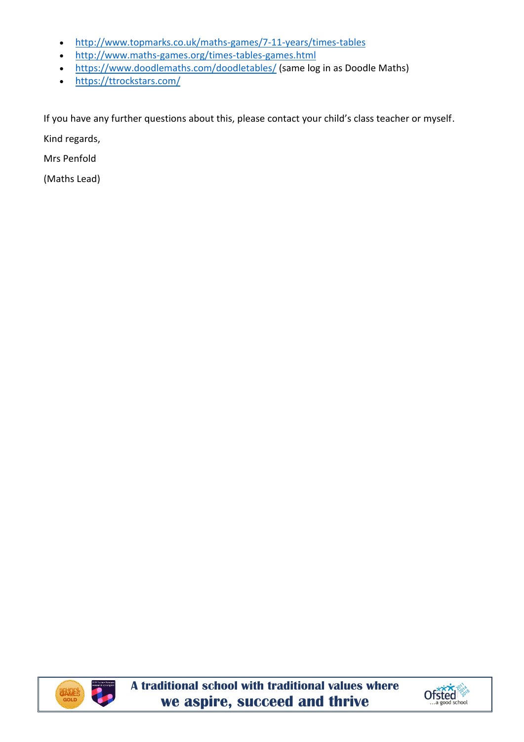- http://www.topmarks.co.uk/maths-games/7-11-years/times-tables
- http://www.maths-games.org/times-tables-games.html
- https://www.doodlemaths.com/doodletables/ (same log in as Doodle Maths)
- https://ttrockstars.com/

If you have any further questions about this, please contact your child's class teacher or myself.

Kind regards,

Mrs Penfold

(Maths Lead)